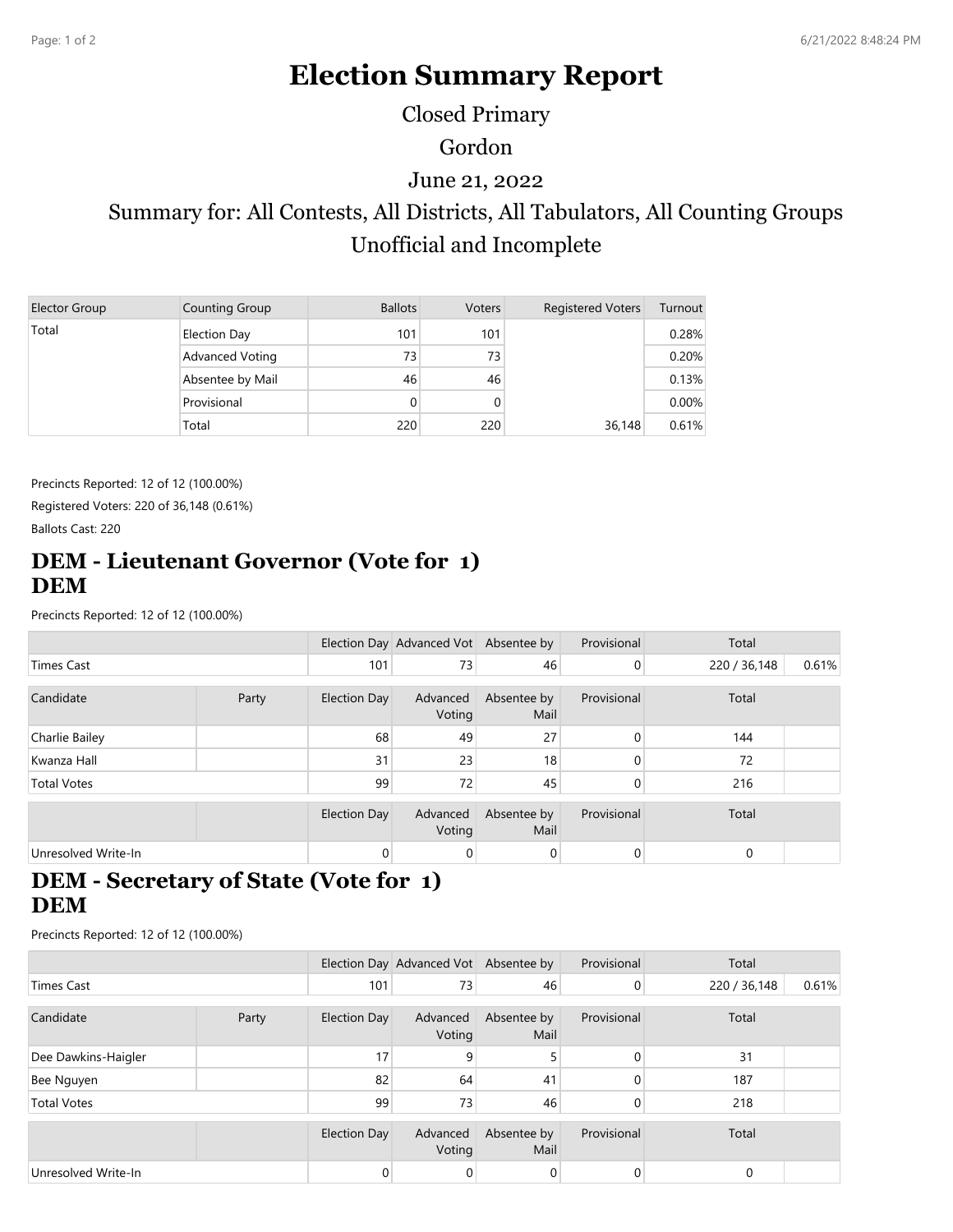# Election Summary Report

Closed Primary

Gordon

June 21, 2022

Summary for: All Contests, All Districts, All Tabulators, All Counting Groups

Unofficial and Incomplete

| Elector Group | Counting Group | Ballots | Voters | Registered Voters | Turnout |
|---|---|---|---|---|---|
| Total | Election Day | 101 | 101 | | 0.28% |
| | Advanced Voting | 73 | 73 | | 0.20% |
| | Absentee by Mail | 46 | 46 | | 0.13% |
| | Provisional | 0 | 0 | | 0.00% |
| | Total | 220 | 220 | 36,148 | 0.61% |

Precincts Reported: 12 of 12 (100.00%)

Registered Voters: 220 of 36,148 (0.61%)

Ballots Cast: 220

## DEM - Lieutenant Governor (Vote for 1) DEM

Precincts Reported: 12 of 12 (100.00%)

| | | Election Day | Advanced Vot | Absentee by | Provisional | Total | |
|---|---|---|---|---|---|---|---|
| Times Cast | | 101 | 73 | 46 | 0 | 220 / 36,148 | 0.61% |

| Candidate | Party | Election Day | Advanced Voting | Absentee by Mail | Provisional | Total | |
|---|---|---|---|---|---|---|---|
| Charlie Bailey | | 68 | 49 | 27 | 0 | 144 | |
| Kwanza Hall | | 31 | 23 | 18 | 0 | 72 | |
| Total Votes | | 99 | 72 | 45 | 0 | 216 | |

| | | Election Day | Advanced Voting | Absentee by Mail | Provisional | Total | |
|---|---|---|---|---|---|---|---|
| Unresolved Write-In | | 0 | 0 | 0 | 0 | 0 | |

## DEM - Secretary of State (Vote for 1) DEM

Precincts Reported: 12 of 12 (100.00%)

| | | Election Day | Advanced Vot | Absentee by | Provisional | Total | |
|---|---|---|---|---|---|---|---|
| Times Cast | | 101 | 73 | 46 | 0 | 220 / 36,148 | 0.61% |

| Candidate | Party | Election Day | Advanced Voting | Absentee by Mail | Provisional | Total | |
|---|---|---|---|---|---|---|---|
| Dee Dawkins-Haigler | | 17 | 9 | 5 | 0 | 31 | |
| Bee Nguyen | | 82 | 64 | 41 | 0 | 187 | |
| Total Votes | | 99 | 73 | 46 | 0 | 218 | |

| | | Election Day | Advanced Voting | Absentee by Mail | Provisional | Total | |
|---|---|---|---|---|---|---|---|
| Unresolved Write-In | | 0 | 0 | 0 | 0 | 0 | |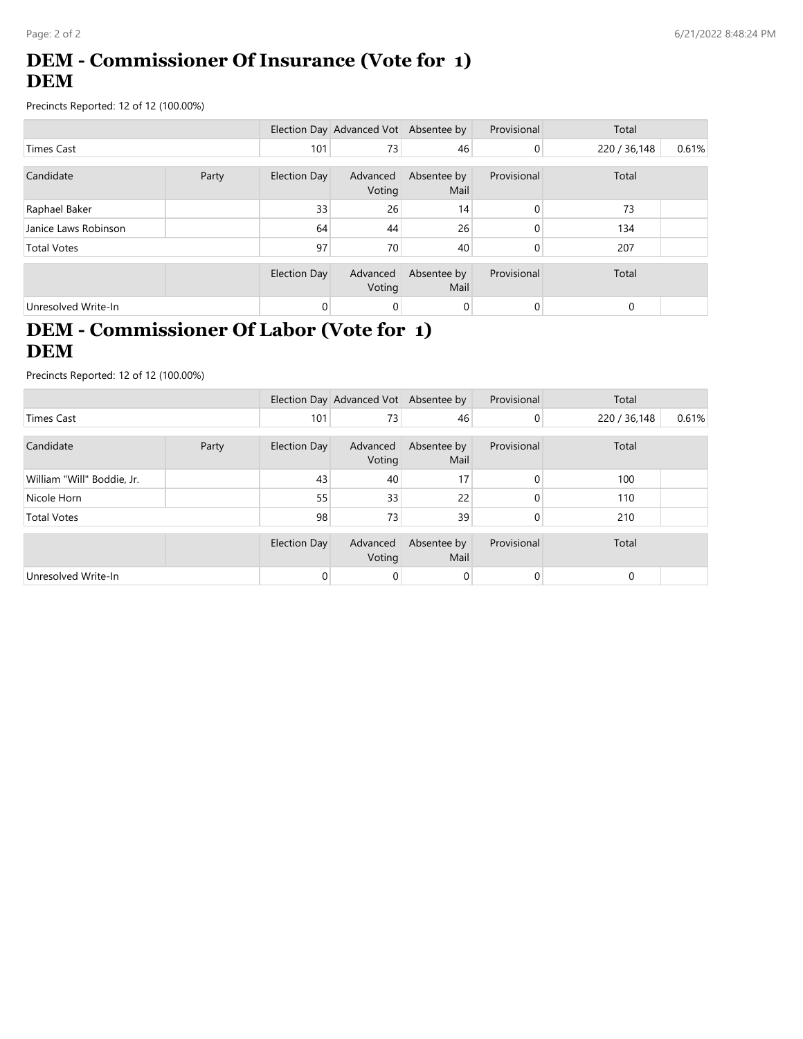# DEM - Commissioner Of Insurance (Vote for 1)
# DEM

Precincts Reported: 12 of 12 (100.00%)

| | | Election Day | Advanced Vot | Absentee by | Provisional | Total | |
|---|---|---|---|---|---|---|---|
| Times Cast | | 101 | 73 | 46 | 0 | 220 / 36,148 | 0.61% |

| Candidate | Party | Election Day | Advanced Voting | Absentee by Mail | Provisional | Total | |
|---|---|---|---|---|---|---|---|
| Raphael Baker | | 33 | 26 | 14 | 0 | 73 | |
| Janice Laws Robinson | | 64 | 44 | 26 | 0 | 134 | |
| Total Votes | | 97 | 70 | 40 | 0 | 207 | |

| | | Election Day | Advanced Voting | Absentee by Mail | Provisional | Total | |
|---|---|---|---|---|---|---|---|
| Unresolved Write-In | | 0 | 0 | 0 | 0 | 0 | |

# DEM - Commissioner Of Labor (Vote for 1)
# DEM

Precincts Reported: 12 of 12 (100.00%)

| | | Election Day | Advanced Vot | Absentee by | Provisional | Total | |
|---|---|---|---|---|---|---|---|
| Times Cast | | 101 | 73 | 46 | 0 | 220 / 36,148 | 0.61% |

| Candidate | Party | Election Day | Advanced Voting | Absentee by Mail | Provisional | Total | |
|---|---|---|---|---|---|---|---|
| William "Will" Boddie, Jr. | | 43 | 40 | 17 | 0 | 100 | |
| Nicole Horn | | 55 | 33 | 22 | 0 | 110 | |
| Total Votes | | 98 | 73 | 39 | 0 | 210 | |

| | | Election Day | Advanced Voting | Absentee by Mail | Provisional | Total | |
|---|---|---|---|---|---|---|---|
| Unresolved Write-In | | 0 | 0 | 0 | 0 | 0 | |